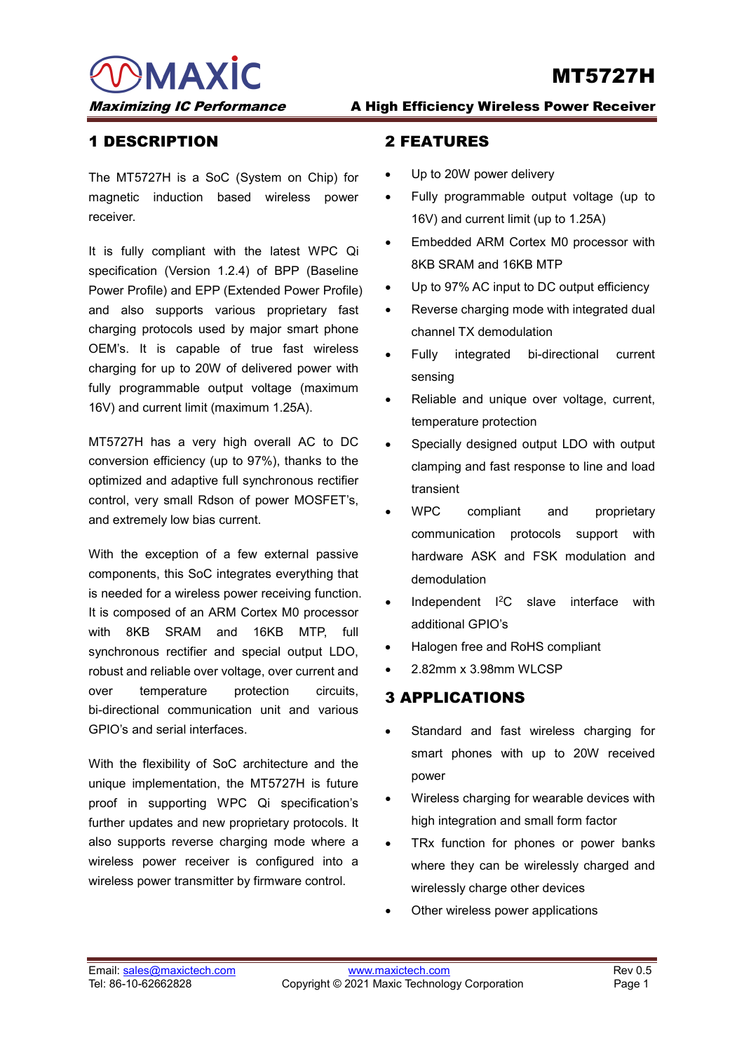MAXIC

*Maximizing IC Performance*

# MT5727H

**A High Efficiency Wireless Power Receiver**

## 1 DESCRIPTION

The MT5727H is a SoC (System on Chip) for magnetic induction based wireless power receiver.

It is fully compliant with the latest WPC Qi specification (Version 1.2.4) of BPP (Baseline Power Profile) and EPP (Extended Power Profile) and also supports various proprietary fast charging protocols used by major smart phone OEM's. It is capable of true fast wireless charging for up to 20W of delivered power with fully programmable output voltage (maximum 16V) and current limit (maximum 1.25A).

MT5727H has a very high overall AC to DC conversion efficiency (up to 97%), thanks to the optimized and adaptive full synchronous rectifier control, very small Rdson of power MOSFET's, and extremely low bias current.

With the exception of a few external passive components, this SoC integrates everything that is needed for a wireless power receiving function. It is composed of an ARM Cortex M0 processor with 8KB SRAM and 16KB MTP, full synchronous rectifier and special output LDO, robust and reliable over voltage, over current and over temperature protection circuits, bi-directional communication unit and various GPIO's and serial interfaces.

With the flexibility of SoC architecture and the unique implementation, the MT5727H is future proof in supporting WPC Qi specification's further updates and new proprietary protocols. It also supports reverse charging mode where a wireless power receiver is configured into a wireless power transmitter by firmware control.

## 2 FEATURES

- Up to 20W power delivery
- Fully programmable output voltage (up to 16V) and current limit (up to 1.25A)
- Embedded ARM Cortex M0 processor with 8KB SRAM and 16KB MTP
- Up to 97% AC input to DC output efficiency
- Reverse charging mode with integrated dual channel TX demodulation
- Fully integrated bi-directional current sensing
- Reliable and unique over voltage, current, temperature protection
- Specially designed output LDO with output clamping and fast response to line and load transient
- WPC compliant and proprietary communication protocols support with hardware ASK and FSK modulation and demodulation
- Independent $I^2C$ slave interface with additional GPIO's
- Halogen free and RoHS compliant
- 2.82mm x 3.98mm WLCSP

## 3 APPLICATIONS

- Standard and fast wireless charging for smart phones with up to 20W received power
- Wireless charging for wearable devices with high integration and small form factor
- TRx function for phones or power banks where they can be wirelessly charged and wirelessly charge other devices
- Other wireless power applications

Email: sales@maxictech.com
Tel: 86-10-62662828

www.maxictech.com
Copyright © 2021 Maxic Technology Corporation

Rev 0.5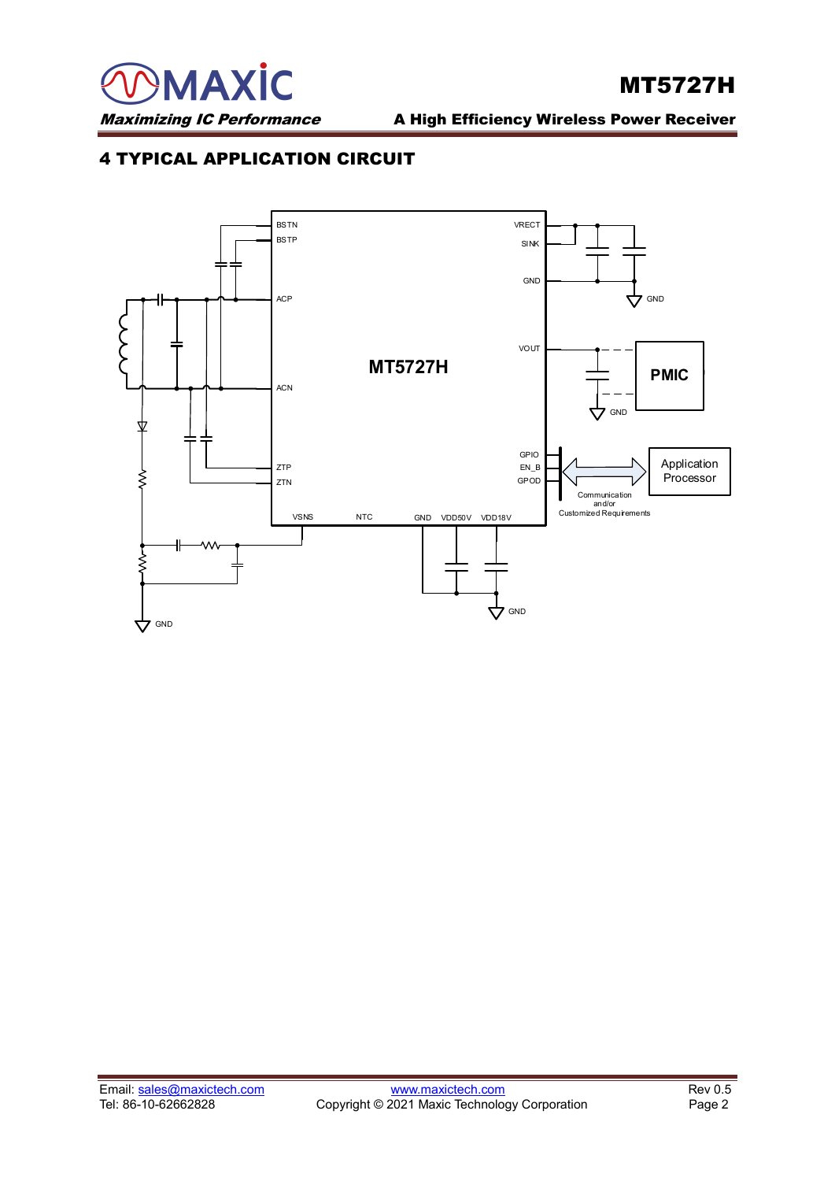## 4 TYPICAL APPLICATION CIRCUIT

MT5727H

BSTN
BSTP
ACP
ACN
ZTP
ZTN
VSNS
NTC
GND
VDD50V
VDD18V
VRECT
SINK
GND
VOUT
GPIO
EN_B
GPOD

GND

PMIC

GND

Application Processor

Communication and/or Customized Requirements

GND

GND